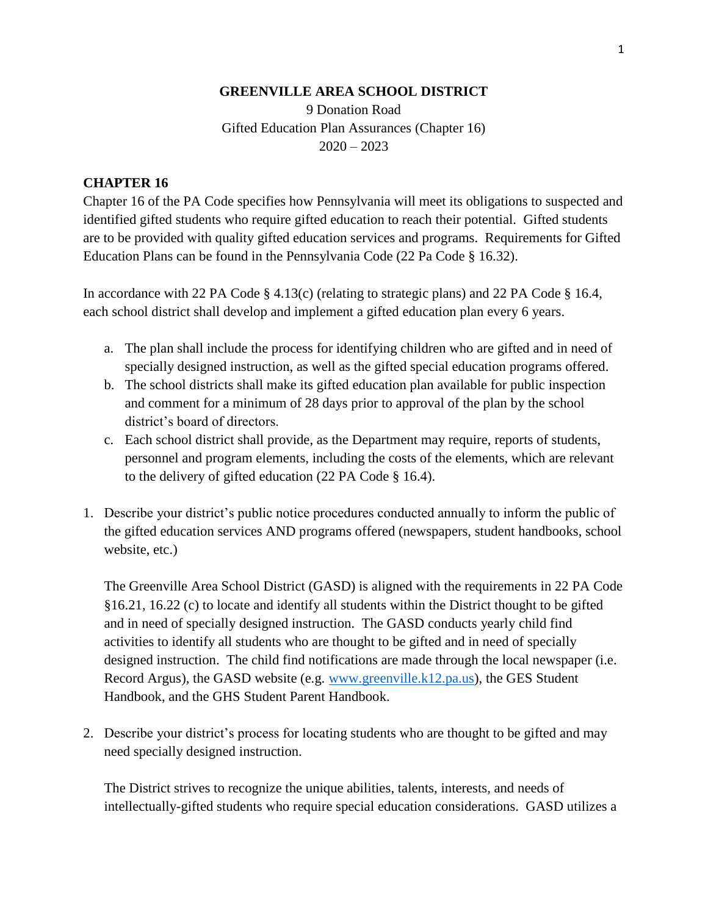**GREENVILLE AREA SCHOOL DISTRICT**

9 Donation Road

Gifted Education Plan Assurances (Chapter 16)

2020 – 2023

## CHAPTER 16

Chapter 16 of the PA Code specifies how Pennsylvania will meet its obligations to suspected and identified gifted students who require gifted education to reach their potential. Gifted students are to be provided with quality gifted education services and programs. Requirements for Gifted Education Plans can be found in the Pennsylvania Code (22 Pa Code § 16.32).

In accordance with 22 PA Code § 4.13(c) (relating to strategic plans) and 22 PA Code § 16.4, each school district shall develop and implement a gifted education plan every 6 years.

a. The plan shall include the process for identifying children who are gifted and in need of specially designed instruction, as well as the gifted special education programs offered.
b. The school districts shall make its gifted education plan available for public inspection and comment for a minimum of 28 days prior to approval of the plan by the school district's board of directors.
c. Each school district shall provide, as the Department may require, reports of students, personnel and program elements, including the costs of the elements, which are relevant to the delivery of gifted education (22 PA Code § 16.4).

1. Describe your district's public notice procedures conducted annually to inform the public of the gifted education services AND programs offered (newspapers, student handbooks, school website, etc.)

   The Greenville Area School District (GASD) is aligned with the requirements in 22 PA Code §16.21, 16.22 (c) to locate and identify all students within the District thought to be gifted and in need of specially designed instruction. The GASD conducts yearly child find activities to identify all students who are thought to be gifted and in need of specially designed instruction. The child find notifications are made through the local newspaper (i.e. Record Argus), the GASD website (e.g. www.greenville.k12.pa.us), the GES Student Handbook, and the GHS Student Parent Handbook.

2. Describe your district's process for locating students who are thought to be gifted and may need specially designed instruction.

   The District strives to recognize the unique abilities, talents, interests, and needs of intellectually-gifted students who require special education considerations. GASD utilizes a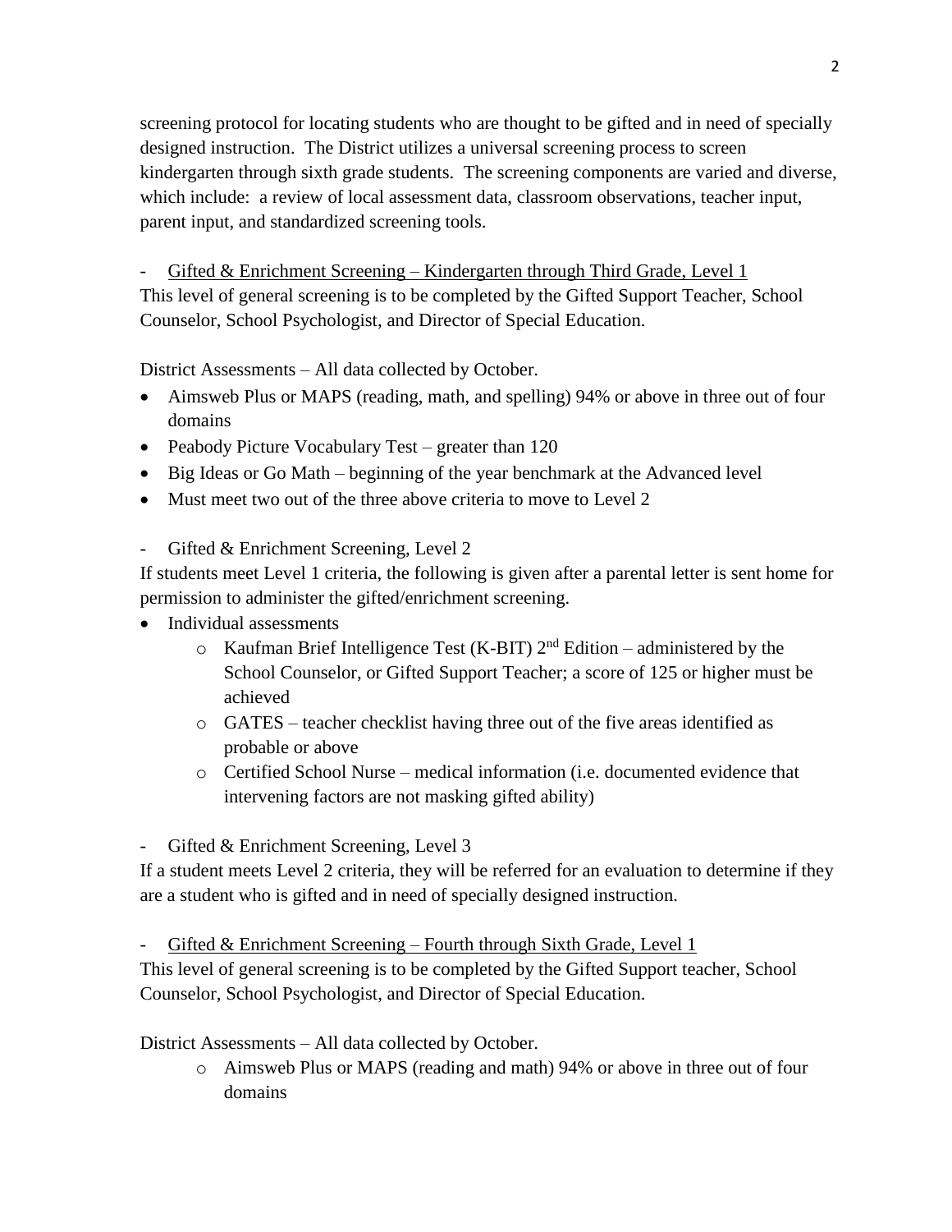screening protocol for locating students who are thought to be gifted and in need of specially designed instruction. The District utilizes a universal screening process to screen kindergarten through sixth grade students. The screening components are varied and diverse, which include: a review of local assessment data, classroom observations, teacher input, parent input, and standardized screening tools.

- <u>Gifted & Enrichment Screening – Kindergarten through Third Grade, Level 1</u>

This level of general screening is to be completed by the Gifted Support Teacher, School Counselor, School Psychologist, and Director of Special Education.

District Assessments – All data collected by October.

- Aimsweb Plus or MAPS (reading, math, and spelling) 94% or above in three out of four domains
- Peabody Picture Vocabulary Test – greater than 120
- Big Ideas or Go Math – beginning of the year benchmark at the Advanced level
- Must meet two out of the three above criteria to move to Level 2

- Gifted & Enrichment Screening, Level 2

If students meet Level 1 criteria, the following is given after a parental letter is sent home for permission to administer the gifted/enrichment screening.

- Individual assessments
    - Kaufman Brief Intelligence Test (K-BIT) 2nd Edition – administered by the School Counselor, or Gifted Support Teacher; a score of 125 or higher must be achieved
    - GATES – teacher checklist having three out of the five areas identified as probable or above
    - Certified School Nurse – medical information (i.e. documented evidence that intervening factors are not masking gifted ability)

- Gifted & Enrichment Screening, Level 3

If a student meets Level 2 criteria, they will be referred for an evaluation to determine if they are a student who is gifted and in need of specially designed instruction.

- <u>Gifted & Enrichment Screening – Fourth through Sixth Grade, Level 1</u>

This level of general screening is to be completed by the Gifted Support teacher, School Counselor, School Psychologist, and Director of Special Education.

District Assessments – All data collected by October.

- Aimsweb Plus or MAPS (reading and math) 94% or above in three out of four domains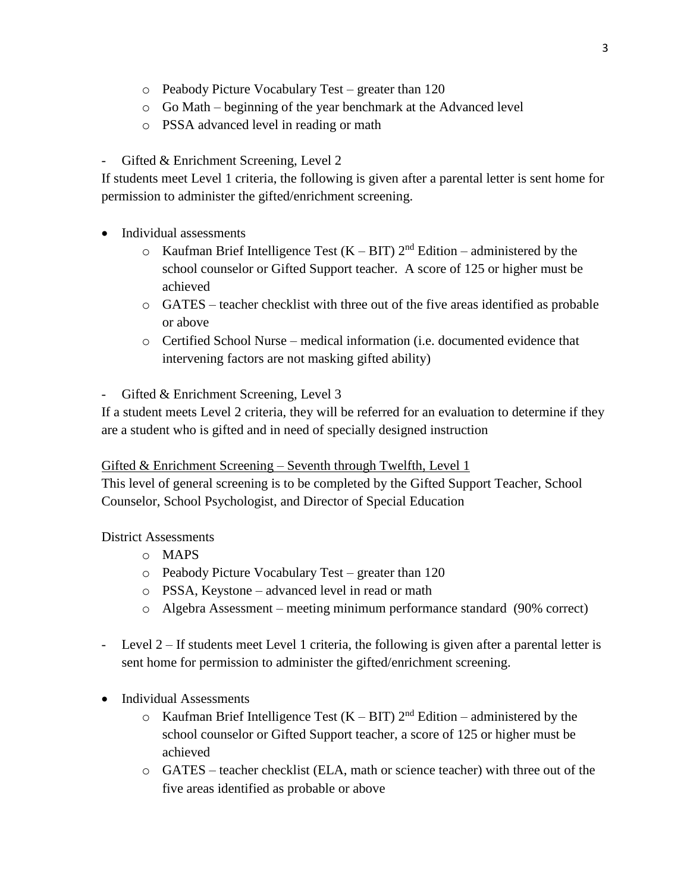- Peabody Picture Vocabulary Test – greater than 120
- Go Math – beginning of the year benchmark at the Advanced level
- PSSA advanced level in reading or math

- Gifted & Enrichment Screening, Level 2

If students meet Level 1 criteria, the following is given after a parental letter is sent home for permission to administer the gifted/enrichment screening.

- Individual assessments
  - Kaufman Brief Intelligence Test (K – BIT) 2nd Edition – administered by the school counselor or Gifted Support teacher. A score of 125 or higher must be achieved
  - GATES – teacher checklist with three out of the five areas identified as probable or above
  - Certified School Nurse – medical information (i.e. documented evidence that intervening factors are not masking gifted ability)

- Gifted & Enrichment Screening, Level 3

If a student meets Level 2 criteria, they will be referred for an evaluation to determine if they are a student who is gifted and in need of specially designed instruction

<u>Gifted & Enrichment Screening – Seventh through Twelfth, Level 1</u>

This level of general screening is to be completed by the Gifted Support Teacher, School Counselor, School Psychologist, and Director of Special Education

District Assessments

- MAPS
- Peabody Picture Vocabulary Test – greater than 120
- PSSA, Keystone – advanced level in read or math
- Algebra Assessment – meeting minimum performance standard (90% correct)

- Level 2 – If students meet Level 1 criteria, the following is given after a parental letter is sent home for permission to administer the gifted/enrichment screening.

- Individual Assessments
  - Kaufman Brief Intelligence Test (K – BIT) 2nd Edition – administered by the school counselor or Gifted Support teacher, a score of 125 or higher must be achieved
  - GATES – teacher checklist (ELA, math or science teacher) with three out of the five areas identified as probable or above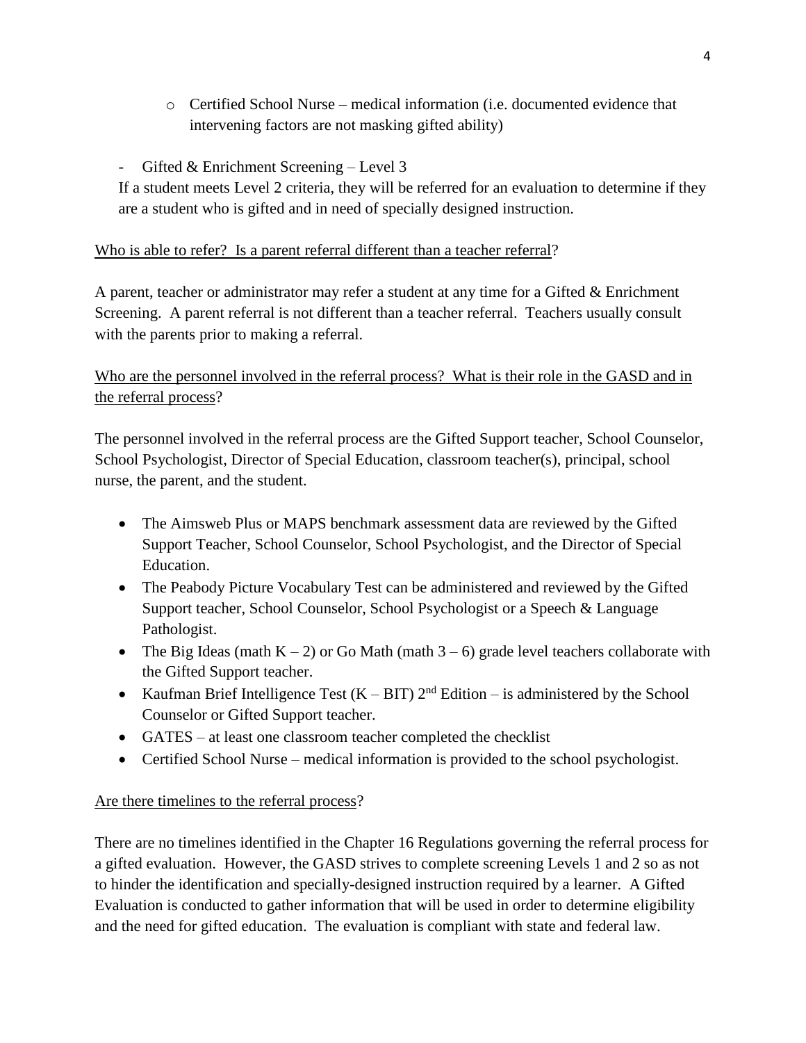- Certified School Nurse – medical information (i.e. documented evidence that intervening factors are not masking gifted ability)

- Gifted & Enrichment Screening – Level 3

If a student meets Level 2 criteria, they will be referred for an evaluation to determine if they are a student who is gifted and in need of specially designed instruction.

<u>Who is able to refer? Is a parent referral different than a teacher referral</u>?

A parent, teacher or administrator may refer a student at any time for a Gifted & Enrichment Screening. A parent referral is not different than a teacher referral. Teachers usually consult with the parents prior to making a referral.

<u>Who are the personnel involved in the referral process? What is their role in the GASD and in the referral process</u>?

The personnel involved in the referral process are the Gifted Support teacher, School Counselor, School Psychologist, Director of Special Education, classroom teacher(s), principal, school nurse, the parent, and the student.

- The Aimsweb Plus or MAPS benchmark assessment data are reviewed by the Gifted Support Teacher, School Counselor, School Psychologist, and the Director of Special Education.
- The Peabody Picture Vocabulary Test can be administered and reviewed by the Gifted Support teacher, School Counselor, School Psychologist or a Speech & Language Pathologist.
- The Big Ideas (math K – 2) or Go Math (math 3 – 6) grade level teachers collaborate with the Gifted Support teacher.
- Kaufman Brief Intelligence Test (K – BIT) 2nd Edition – is administered by the School Counselor or Gifted Support teacher.
- GATES – at least one classroom teacher completed the checklist
- Certified School Nurse – medical information is provided to the school psychologist.

<u>Are there timelines to the referral process</u>?

There are no timelines identified in the Chapter 16 Regulations governing the referral process for a gifted evaluation. However, the GASD strives to complete screening Levels 1 and 2 so as not to hinder the identification and specially-designed instruction required by a learner. A Gifted Evaluation is conducted to gather information that will be used in order to determine eligibility and the need for gifted education. The evaluation is compliant with state and federal law.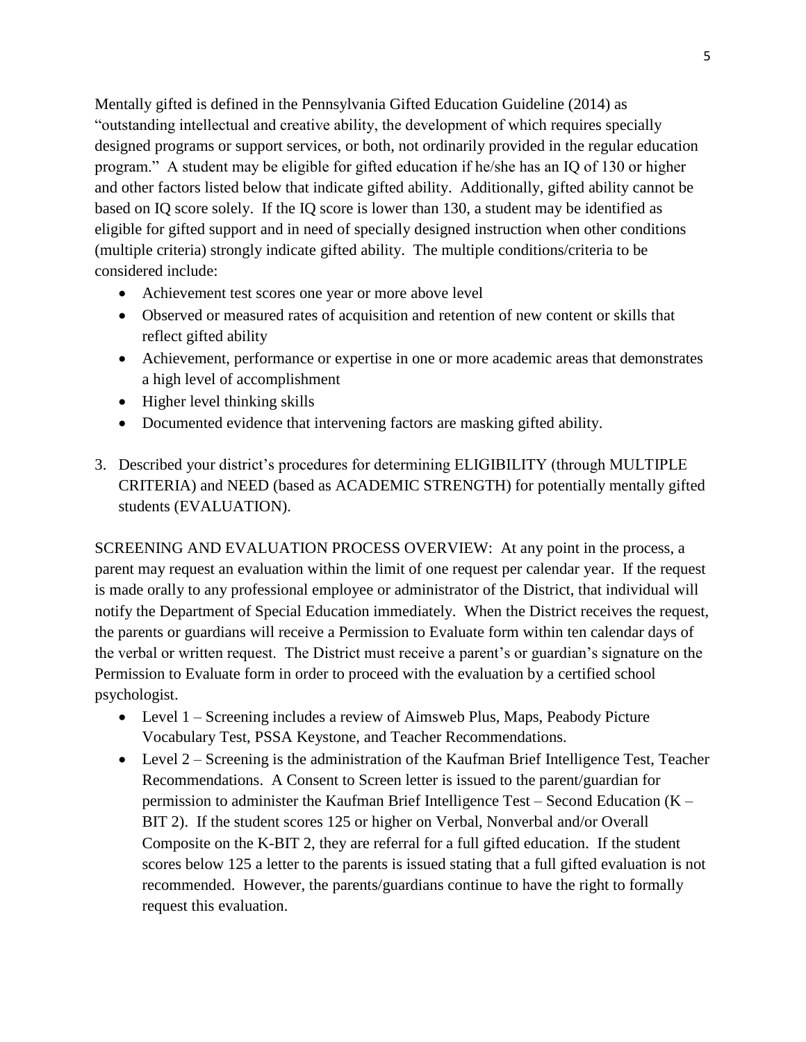Mentally gifted is defined in the Pennsylvania Gifted Education Guideline (2014) as "outstanding intellectual and creative ability, the development of which requires specially designed programs or support services, or both, not ordinarily provided in the regular education program." A student may be eligible for gifted education if he/she has an IQ of 130 or higher and other factors listed below that indicate gifted ability. Additionally, gifted ability cannot be based on IQ score solely. If the IQ score is lower than 130, a student may be identified as eligible for gifted support and in need of specially designed instruction when other conditions (multiple criteria) strongly indicate gifted ability. The multiple conditions/criteria to be considered include:

- Achievement test scores one year or more above level
- Observed or measured rates of acquisition and retention of new content or skills that reflect gifted ability
- Achievement, performance or expertise in one or more academic areas that demonstrates a high level of accomplishment
- Higher level thinking skills
- Documented evidence that intervening factors are masking gifted ability.

3. Described your district's procedures for determining ELIGIBILITY (through MULTIPLE CRITERIA) and NEED (based as ACADEMIC STRENGTH) for potentially mentally gifted students (EVALUATION).

SCREENING AND EVALUATION PROCESS OVERVIEW: At any point in the process, a parent may request an evaluation within the limit of one request per calendar year. If the request is made orally to any professional employee or administrator of the District, that individual will notify the Department of Special Education immediately. When the District receives the request, the parents or guardians will receive a Permission to Evaluate form within ten calendar days of the verbal or written request. The District must receive a parent's or guardian's signature on the Permission to Evaluate form in order to proceed with the evaluation by a certified school psychologist.

- Level 1 – Screening includes a review of Aimsweb Plus, Maps, Peabody Picture Vocabulary Test, PSSA Keystone, and Teacher Recommendations.
- Level 2 – Screening is the administration of the Kaufman Brief Intelligence Test, Teacher Recommendations. A Consent to Screen letter is issued to the parent/guardian for permission to administer the Kaufman Brief Intelligence Test – Second Education (K – BIT 2). If the student scores 125 or higher on Verbal, Nonverbal and/or Overall Composite on the K-BIT 2, they are referral for a full gifted education. If the student scores below 125 a letter to the parents is issued stating that a full gifted evaluation is not recommended. However, the parents/guardians continue to have the right to formally request this evaluation.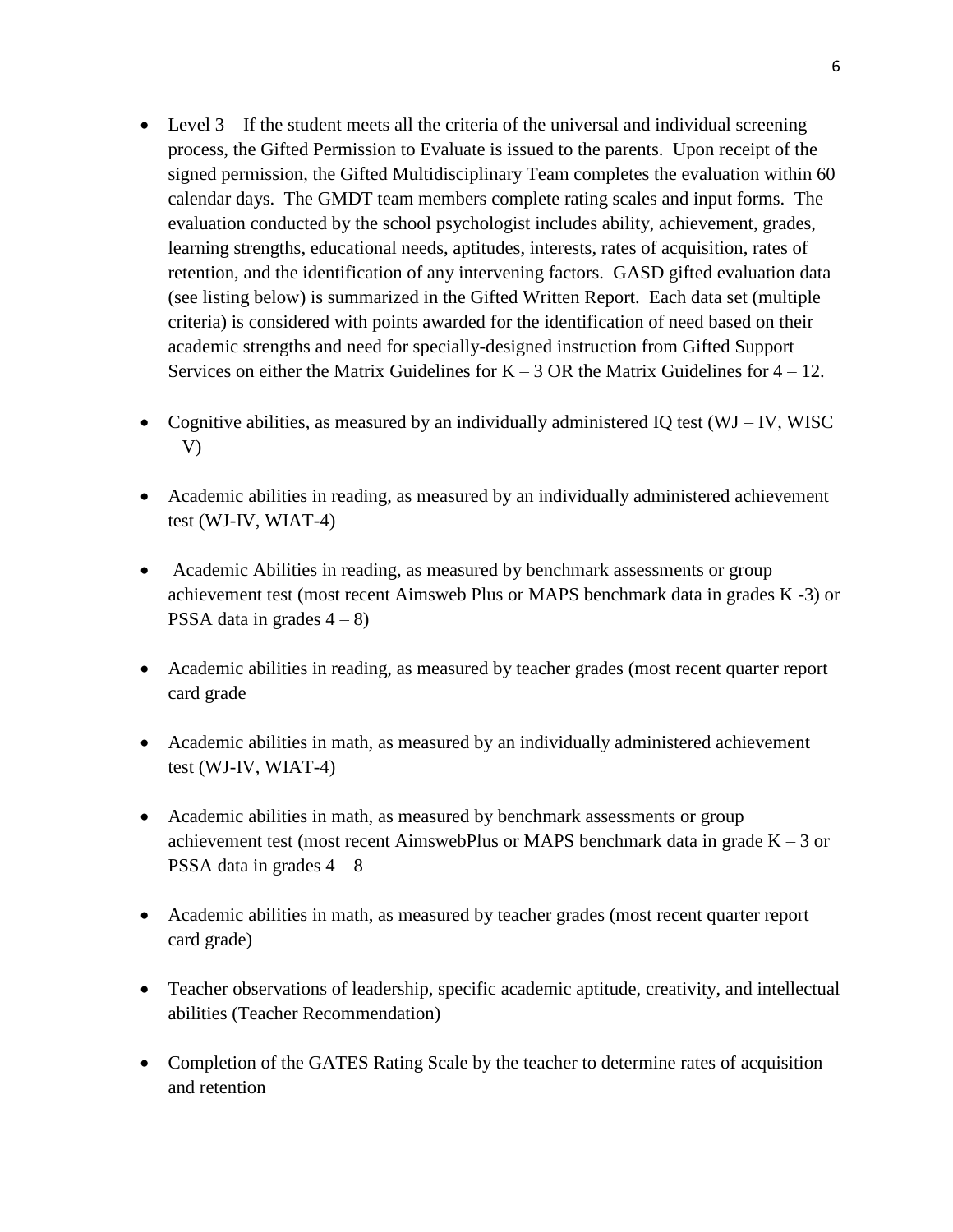- Level 3 – If the student meets all the criteria of the universal and individual screening process, the Gifted Permission to Evaluate is issued to the parents. Upon receipt of the signed permission, the Gifted Multidisciplinary Team completes the evaluation within 60 calendar days. The GMDT team members complete rating scales and input forms. The evaluation conducted by the school psychologist includes ability, achievement, grades, learning strengths, educational needs, aptitudes, interests, rates of acquisition, rates of retention, and the identification of any intervening factors. GASD gifted evaluation data (see listing below) is summarized in the Gifted Written Report. Each data set (multiple criteria) is considered with points awarded for the identification of need based on their academic strengths and need for specially-designed instruction from Gifted Support Services on either the Matrix Guidelines for K – 3 OR the Matrix Guidelines for 4 – 12.

- Cognitive abilities, as measured by an individually administered IQ test (WJ – IV, WISC – V)

- Academic abilities in reading, as measured by an individually administered achievement test (WJ-IV, WIAT-4)

- Academic Abilities in reading, as measured by benchmark assessments or group achievement test (most recent Aimsweb Plus or MAPS benchmark data in grades K -3) or PSSA data in grades 4 – 8)

- Academic abilities in reading, as measured by teacher grades (most recent quarter report card grade

- Academic abilities in math, as measured by an individually administered achievement test (WJ-IV, WIAT-4)

- Academic abilities in math, as measured by benchmark assessments or group achievement test (most recent AimswebPlus or MAPS benchmark data in grade K – 3 or PSSA data in grades 4 – 8

- Academic abilities in math, as measured by teacher grades (most recent quarter report card grade)

- Teacher observations of leadership, specific academic aptitude, creativity, and intellectual abilities (Teacher Recommendation)

- Completion of the GATES Rating Scale by the teacher to determine rates of acquisition and retention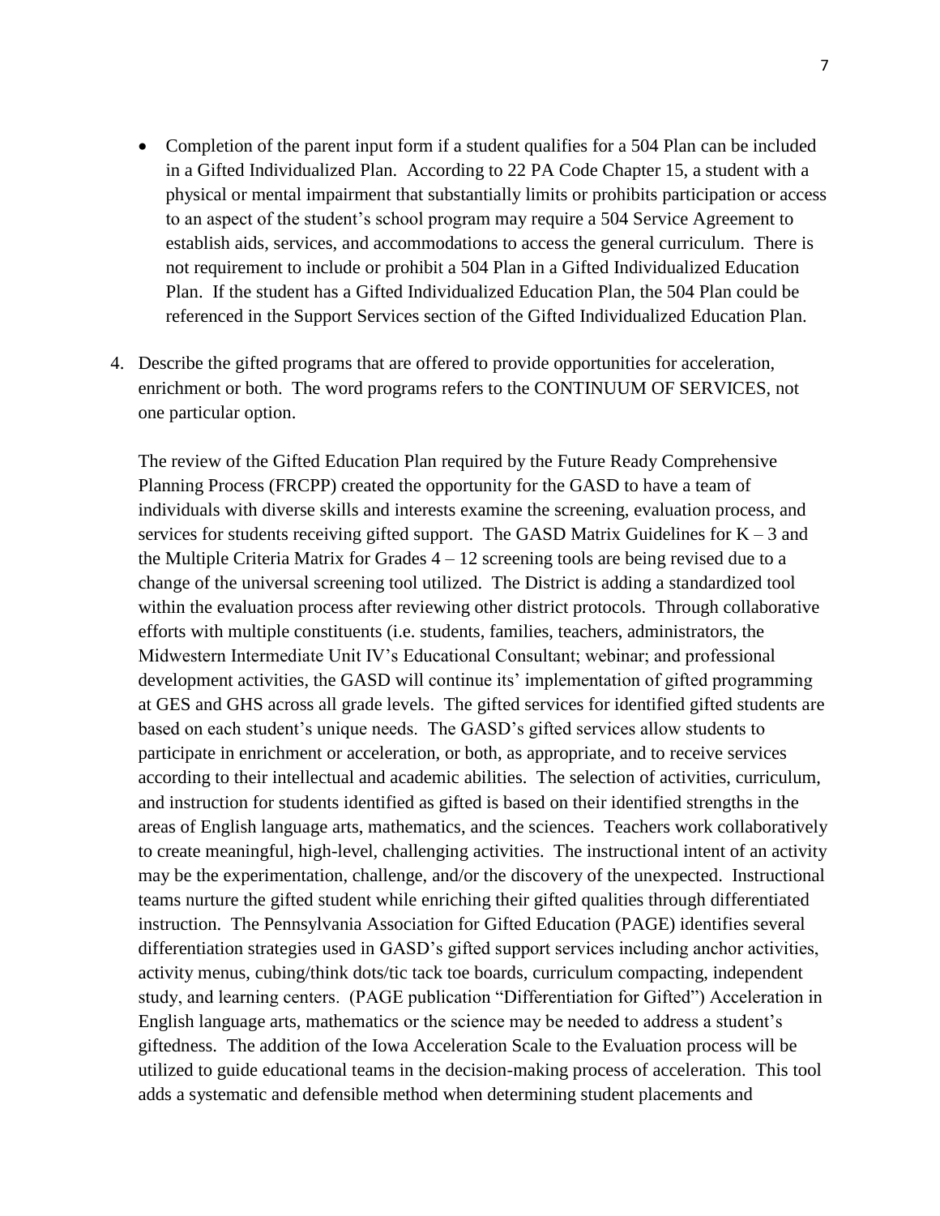- Completion of the parent input form if a student qualifies for a 504 Plan can be included in a Gifted Individualized Plan. According to 22 PA Code Chapter 15, a student with a physical or mental impairment that substantially limits or prohibits participation or access to an aspect of the student's school program may require a 504 Service Agreement to establish aids, services, and accommodations to access the general curriculum. There is not requirement to include or prohibit a 504 Plan in a Gifted Individualized Education Plan. If the student has a Gifted Individualized Education Plan, the 504 Plan could be referenced in the Support Services section of the Gifted Individualized Education Plan.

4. Describe the gifted programs that are offered to provide opportunities for acceleration, enrichment or both. The word programs refers to the CONTINUUM OF SERVICES, not one particular option.

   The review of the Gifted Education Plan required by the Future Ready Comprehensive Planning Process (FRCPP) created the opportunity for the GASD to have a team of individuals with diverse skills and interests examine the screening, evaluation process, and services for students receiving gifted support. The GASD Matrix Guidelines for K – 3 and the Multiple Criteria Matrix for Grades 4 – 12 screening tools are being revised due to a change of the universal screening tool utilized. The District is adding a standardized tool within the evaluation process after reviewing other district protocols. Through collaborative efforts with multiple constituents (i.e. students, families, teachers, administrators, the Midwestern Intermediate Unit IV's Educational Consultant; webinar; and professional development activities, the GASD will continue its' implementation of gifted programming at GES and GHS across all grade levels. The gifted services for identified gifted students are based on each student's unique needs. The GASD's gifted services allow students to participate in enrichment or acceleration, or both, as appropriate, and to receive services according to their intellectual and academic abilities. The selection of activities, curriculum, and instruction for students identified as gifted is based on their identified strengths in the areas of English language arts, mathematics, and the sciences. Teachers work collaboratively to create meaningful, high-level, challenging activities. The instructional intent of an activity may be the experimentation, challenge, and/or the discovery of the unexpected. Instructional teams nurture the gifted student while enriching their gifted qualities through differentiated instruction. The Pennsylvania Association for Gifted Education (PAGE) identifies several differentiation strategies used in GASD's gifted support services including anchor activities, activity menus, cubing/think dots/tic tack toe boards, curriculum compacting, independent study, and learning centers. (PAGE publication "Differentiation for Gifted") Acceleration in English language arts, mathematics or the science may be needed to address a student's giftedness. The addition of the Iowa Acceleration Scale to the Evaluation process will be utilized to guide educational teams in the decision-making process of acceleration. This tool adds a systematic and defensible method when determining student placements and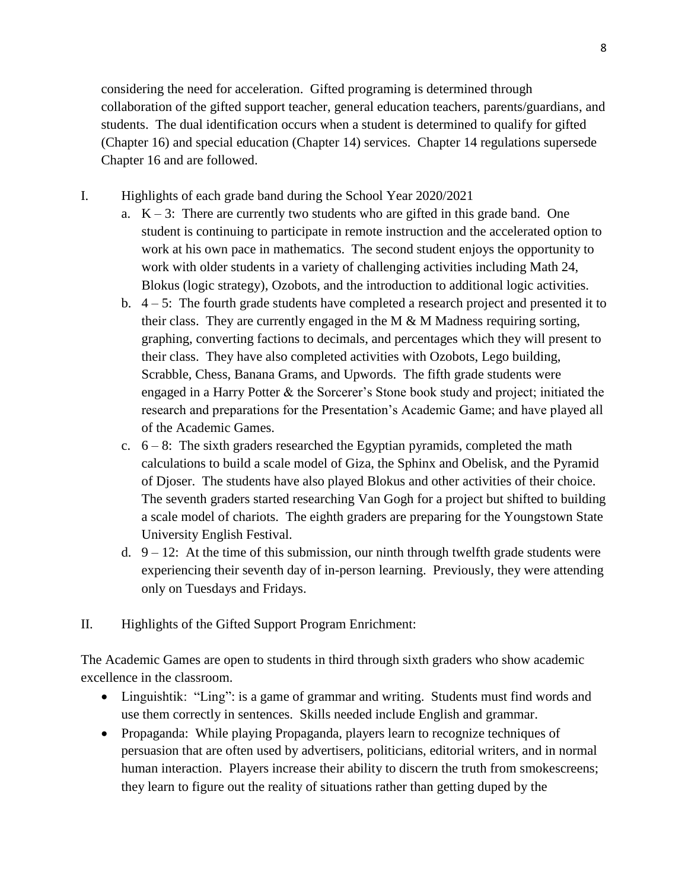considering the need for acceleration. Gifted programing is determined through collaboration of the gifted support teacher, general education teachers, parents/guardians, and students. The dual identification occurs when a student is determined to qualify for gifted (Chapter 16) and special education (Chapter 14) services. Chapter 14 regulations supersede Chapter 16 and are followed.

I. Highlights of each grade band during the School Year 2020/2021

   a. K – 3: There are currently two students who are gifted in this grade band. One student is continuing to participate in remote instruction and the accelerated option to work at his own pace in mathematics. The second student enjoys the opportunity to work with older students in a variety of challenging activities including Math 24, Blokus (logic strategy), Ozobots, and the introduction to additional logic activities.

   b. 4 – 5: The fourth grade students have completed a research project and presented it to their class. They are currently engaged in the M & M Madness requiring sorting, graphing, converting factions to decimals, and percentages which they will present to their class. They have also completed activities with Ozobots, Lego building, Scrabble, Chess, Banana Grams, and Upwords. The fifth grade students were engaged in a Harry Potter & the Sorcerer's Stone book study and project; initiated the research and preparations for the Presentation's Academic Game; and have played all of the Academic Games.

   c. 6 – 8: The sixth graders researched the Egyptian pyramids, completed the math calculations to build a scale model of Giza, the Sphinx and Obelisk, and the Pyramid of Djoser. The students have also played Blokus and other activities of their choice. The seventh graders started researching Van Gogh for a project but shifted to building a scale model of chariots. The eighth graders are preparing for the Youngstown State University English Festival.

   d. 9 – 12: At the time of this submission, our ninth through twelfth grade students were experiencing their seventh day of in-person learning. Previously, they were attending only on Tuesdays and Fridays.

II. Highlights of the Gifted Support Program Enrichment:

The Academic Games are open to students in third through sixth graders who show academic excellence in the classroom.

- Linguishtik: "Ling": is a game of grammar and writing. Students must find words and use them correctly in sentences. Skills needed include English and grammar.
- Propaganda: While playing Propaganda, players learn to recognize techniques of persuasion that are often used by advertisers, politicians, editorial writers, and in normal human interaction. Players increase their ability to discern the truth from smokescreens; they learn to figure out the reality of situations rather than getting duped by the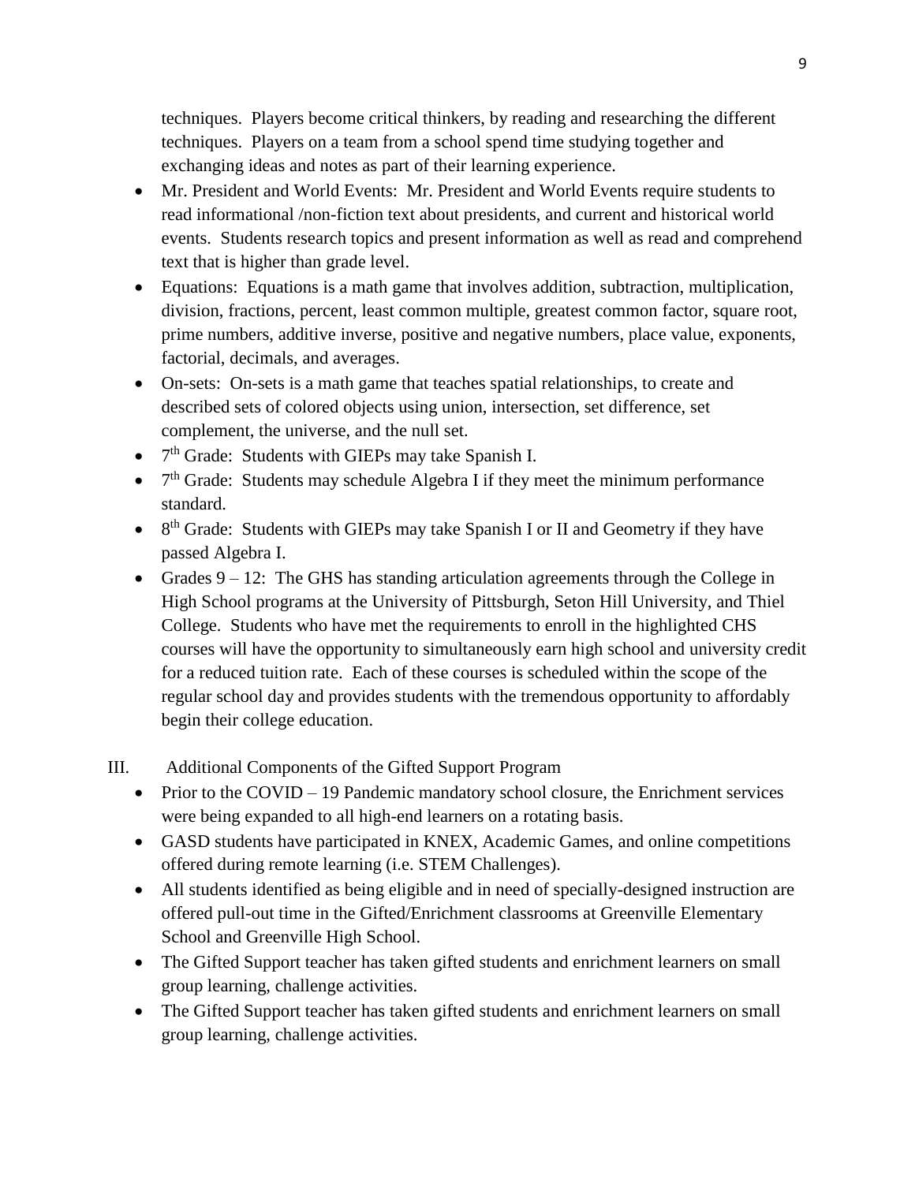techniques. Players become critical thinkers, by reading and researching the different techniques. Players on a team from a school spend time studying together and exchanging ideas and notes as part of their learning experience.

- Mr. President and World Events: Mr. President and World Events require students to read informational /non-fiction text about presidents, and current and historical world events. Students research topics and present information as well as read and comprehend text that is higher than grade level.
- Equations: Equations is a math game that involves addition, subtraction, multiplication, division, fractions, percent, least common multiple, greatest common factor, square root, prime numbers, additive inverse, positive and negative numbers, place value, exponents, factorial, decimals, and averages.
- On-sets: On-sets is a math game that teaches spatial relationships, to create and described sets of colored objects using union, intersection, set difference, set complement, the universe, and the null set.
- 7th Grade: Students with GIEPs may take Spanish I.
- 7th Grade: Students may schedule Algebra I if they meet the minimum performance standard.
- 8th Grade: Students with GIEPs may take Spanish I or II and Geometry if they have passed Algebra I.
- Grades 9 – 12: The GHS has standing articulation agreements through the College in High School programs at the University of Pittsburgh, Seton Hill University, and Thiel College. Students who have met the requirements to enroll in the highlighted CHS courses will have the opportunity to simultaneously earn high school and university credit for a reduced tuition rate. Each of these courses is scheduled within the scope of the regular school day and provides students with the tremendous opportunity to affordably begin their college education.

## III. Additional Components of the Gifted Support Program

- Prior to the COVID – 19 Pandemic mandatory school closure, the Enrichment services were being expanded to all high-end learners on a rotating basis.
- GASD students have participated in KNEX, Academic Games, and online competitions offered during remote learning (i.e. STEM Challenges).
- All students identified as being eligible and in need of specially-designed instruction are offered pull-out time in the Gifted/Enrichment classrooms at Greenville Elementary School and Greenville High School.
- The Gifted Support teacher has taken gifted students and enrichment learners on small group learning, challenge activities.
- The Gifted Support teacher has taken gifted students and enrichment learners on small group learning, challenge activities.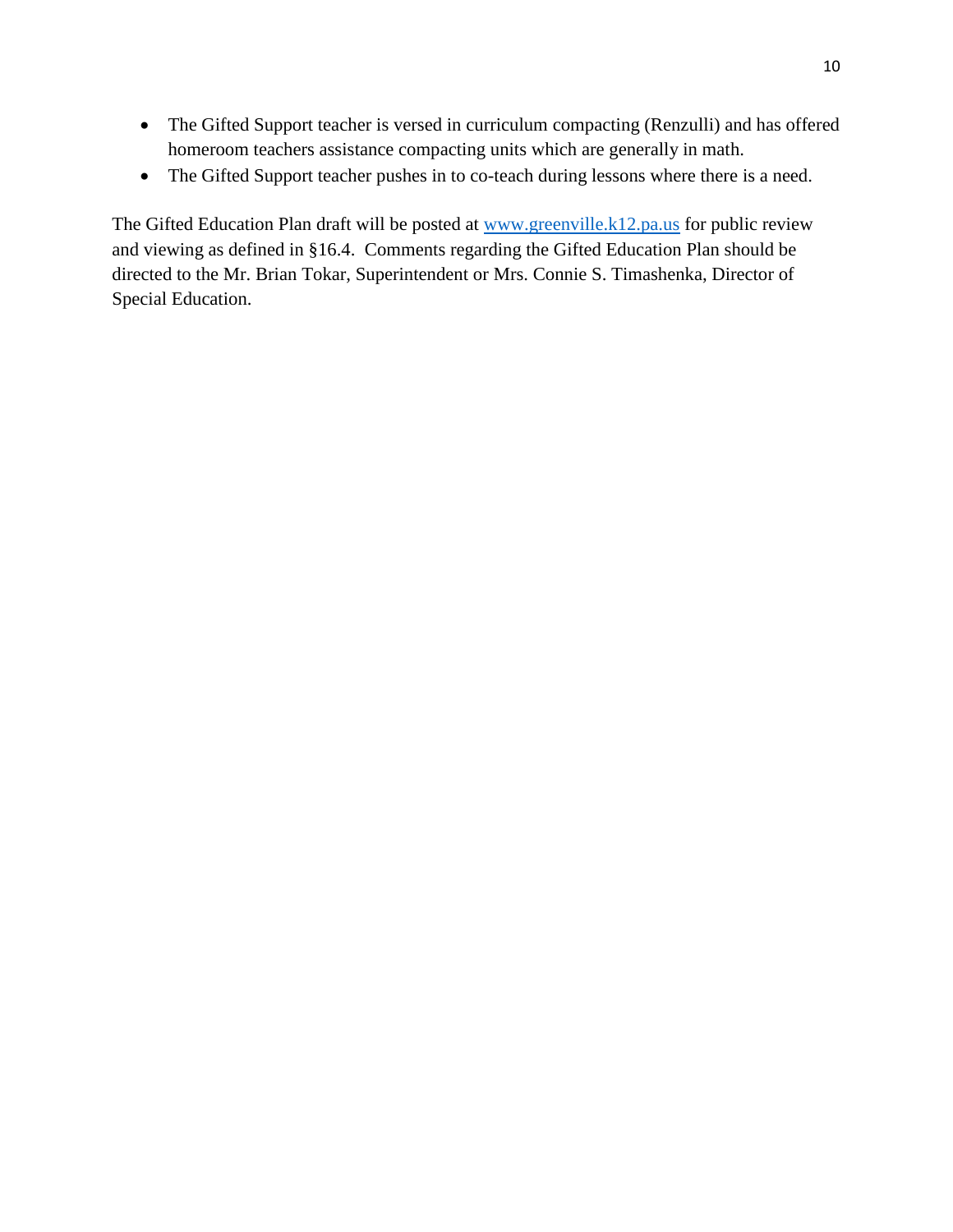- The Gifted Support teacher is versed in curriculum compacting (Renzulli) and has offered homeroom teachers assistance compacting units which are generally in math.
- The Gifted Support teacher pushes in to co-teach during lessons where there is a need.

The Gifted Education Plan draft will be posted at [www.greenville.k12.pa.us](http://www.greenville.k12.pa.us) for public review and viewing as defined in §16.4. Comments regarding the Gifted Education Plan should be directed to the Mr. Brian Tokar, Superintendent or Mrs. Connie S. Timashenka, Director of Special Education.